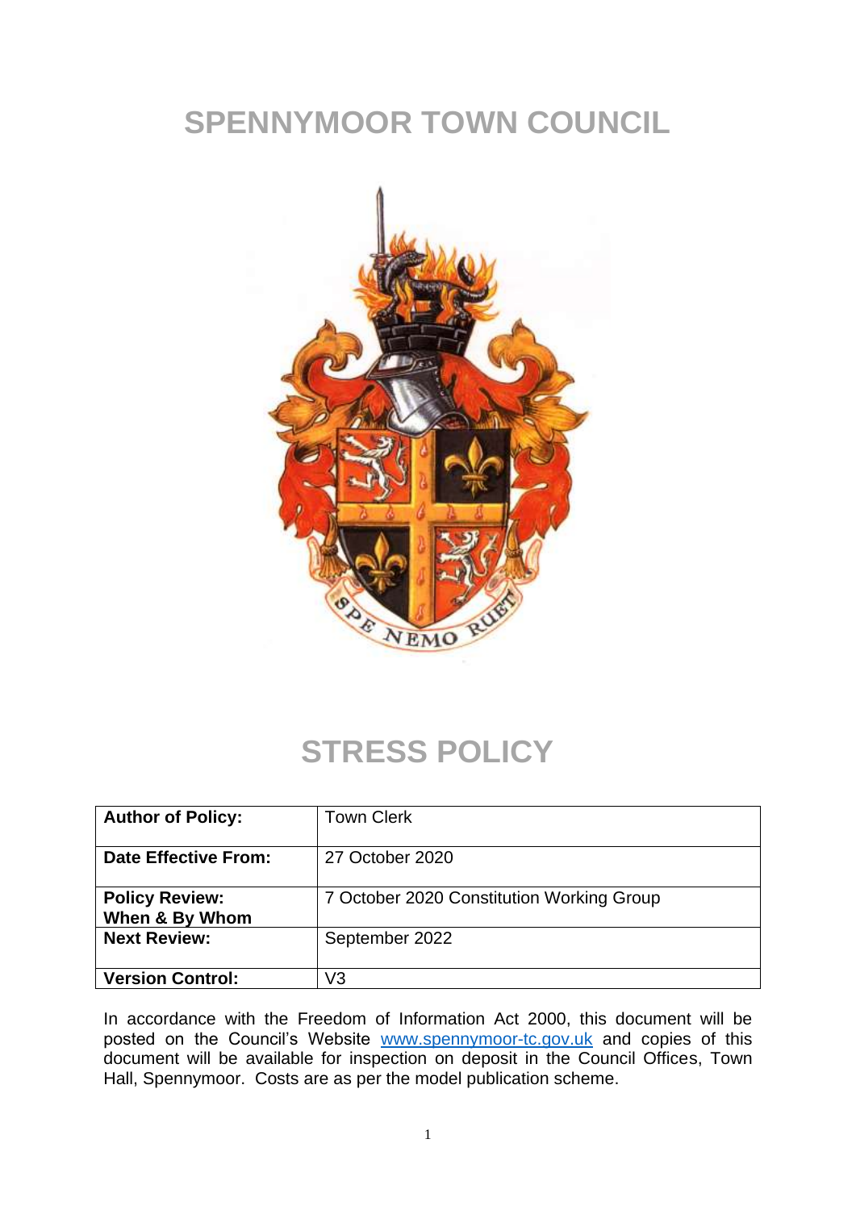# SPENNYMOOR TOWN COUNCIL

# STRESS POLICY

| **Author of Policy:** | Town Clerk |
|---|---|
| **Date Effective From:** | 27 October 2020 |
| **Policy Review: When & By Whom** | 7 October 2020 Constitution Working Group |
| **Next Review:** | September 2022 |
| **Version Control:** | V3 |

In accordance with the Freedom of Information Act 2000, this document will be posted on the Council's Website www.spennymoor-tc.gov.uk and copies of this document will be available for inspection on deposit in the Council Offices, Town Hall, Spennymoor. Costs are as per the model publication scheme.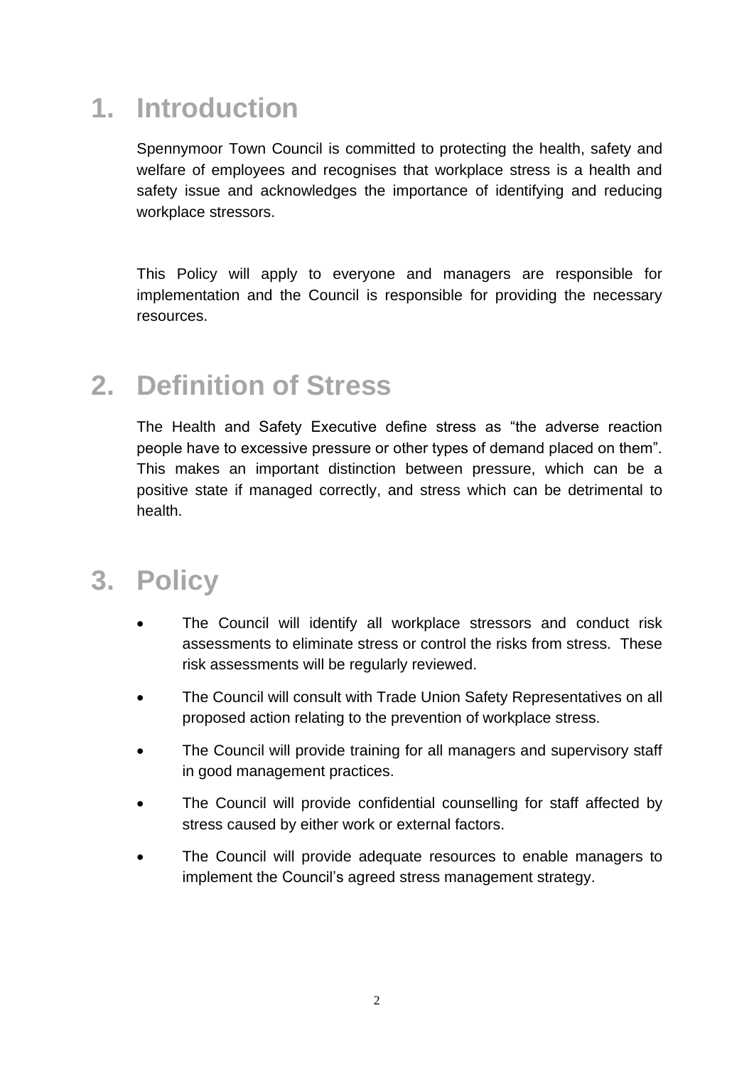# 1. Introduction

Spennymoor Town Council is committed to protecting the health, safety and welfare of employees and recognises that workplace stress is a health and safety issue and acknowledges the importance of identifying and reducing workplace stressors.

This Policy will apply to everyone and managers are responsible for implementation and the Council is responsible for providing the necessary resources.

# 2. Definition of Stress

The Health and Safety Executive define stress as "the adverse reaction people have to excessive pressure or other types of demand placed on them". This makes an important distinction between pressure, which can be a positive state if managed correctly, and stress which can be detrimental to health.

# 3. Policy

- The Council will identify all workplace stressors and conduct risk assessments to eliminate stress or control the risks from stress. These risk assessments will be regularly reviewed.
- The Council will consult with Trade Union Safety Representatives on all proposed action relating to the prevention of workplace stress.
- The Council will provide training for all managers and supervisory staff in good management practices.
- The Council will provide confidential counselling for staff affected by stress caused by either work or external factors.
- The Council will provide adequate resources to enable managers to implement the Council's agreed stress management strategy.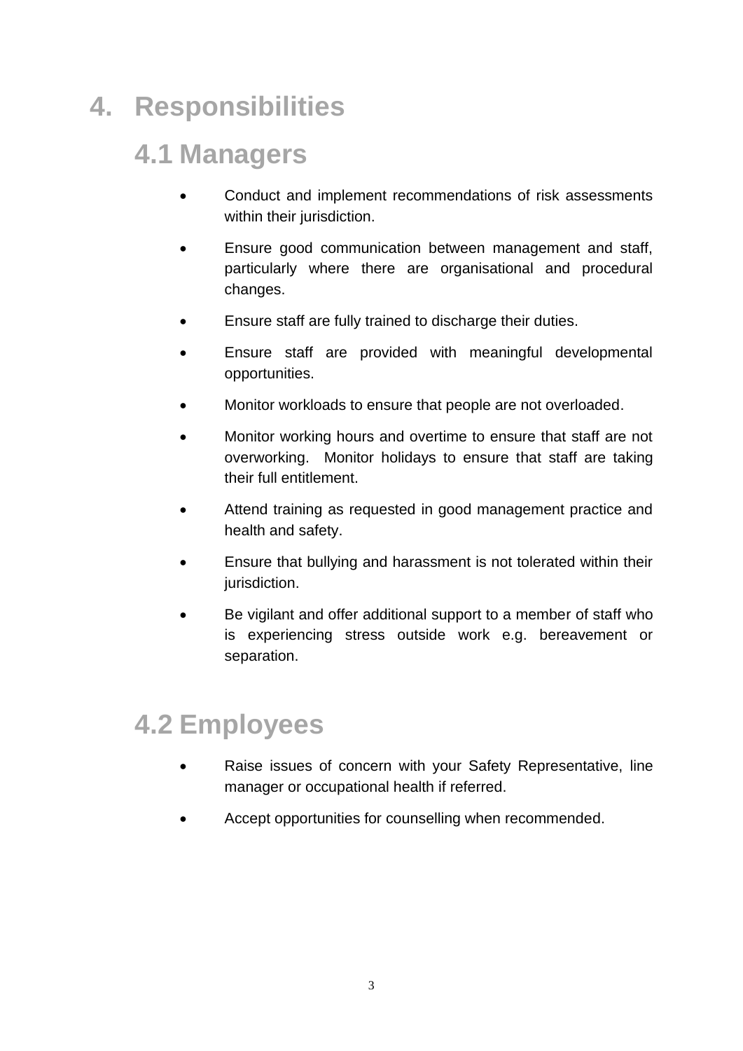# 4. Responsibilities

## 4.1 Managers

- Conduct and implement recommendations of risk assessments within their jurisdiction.
- Ensure good communication between management and staff, particularly where there are organisational and procedural changes.
- Ensure staff are fully trained to discharge their duties.
- Ensure staff are provided with meaningful developmental opportunities.
- Monitor workloads to ensure that people are not overloaded.
- Monitor working hours and overtime to ensure that staff are not overworking. Monitor holidays to ensure that staff are taking their full entitlement.
- Attend training as requested in good management practice and health and safety.
- Ensure that bullying and harassment is not tolerated within their jurisdiction.
- Be vigilant and offer additional support to a member of staff who is experiencing stress outside work e.g. bereavement or separation.

## 4.2 Employees

- Raise issues of concern with your Safety Representative, line manager or occupational health if referred.
- Accept opportunities for counselling when recommended.